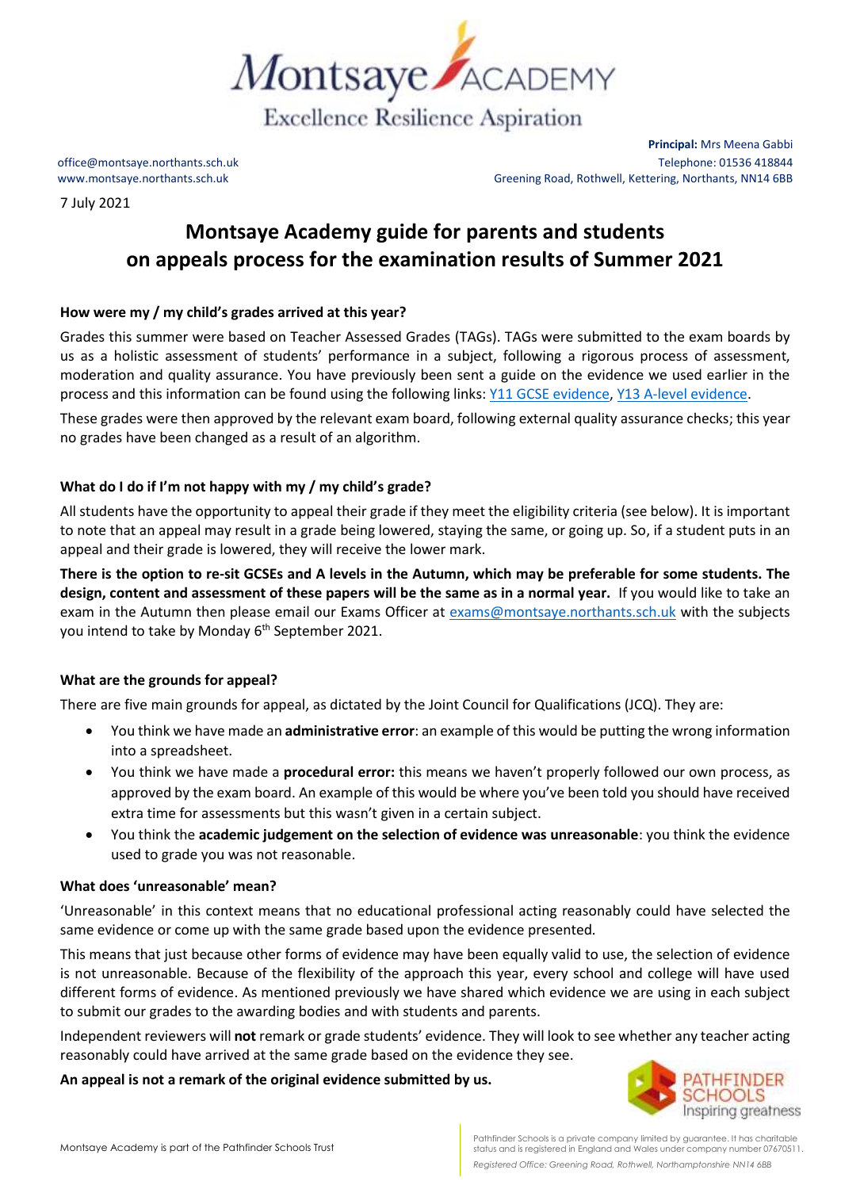Montsaye ACADEMY

Excellence Resilience Aspiration

office@montsaye.northants.sch.uk
www.montsaye.northants.sch.uk

**Principal:** Mrs Meena Gabbi
Telephone: 01536 418844
Greening Road, Rothwell, Kettering, Northants, NN14 6BB

7 July 2021

# Montsaye Academy guide for parents and students on appeals process for the examination results of Summer 2021

### How were my / my child's grades arrived at this year?

Grades this summer were based on Teacher Assessed Grades (TAGs). TAGs were submitted to the exam boards by us as a holistic assessment of students' performance in a subject, following a rigorous process of assessment, moderation and quality assurance. You have previously been sent a guide on the evidence we used earlier in the process and this information can be found using the following links: Y11 GCSE evidence, Y13 A-level evidence.

These grades were then approved by the relevant exam board, following external quality assurance checks; this year no grades have been changed as a result of an algorithm.

### What do I do if I'm not happy with my / my child's grade?

All students have the opportunity to appeal their grade if they meet the eligibility criteria (see below). It is important to note that an appeal may result in a grade being lowered, staying the same, or going up. So, if a student puts in an appeal and their grade is lowered, they will receive the lower mark.

**There is the option to re-sit GCSEs and A levels in the Autumn, which may be preferable for some students. The design, content and assessment of these papers will be the same as in a normal year.** If you would like to take an exam in the Autumn then please email our Exams Officer at exams@montsaye.northants.sch.uk with the subjects you intend to take by Monday 6th September 2021.

### What are the grounds for appeal?

There are five main grounds for appeal, as dictated by the Joint Council for Qualifications (JCQ). They are:

- You think we have made an **administrative error**: an example of this would be putting the wrong information into a spreadsheet.
- You think we have made a **procedural error:** this means we haven't properly followed our own process, as approved by the exam board. An example of this would be where you've been told you should have received extra time for assessments but this wasn't given in a certain subject.
- You think the **academic judgement on the selection of evidence was unreasonable**: you think the evidence used to grade you was not reasonable.

### What does 'unreasonable' mean?

'Unreasonable' in this context means that no educational professional acting reasonably could have selected the same evidence or come up with the same grade based upon the evidence presented.

This means that just because other forms of evidence may have been equally valid to use, the selection of evidence is not unreasonable. Because of the flexibility of the approach this year, every school and college will have used different forms of evidence. As mentioned previously we have shared which evidence we are using in each subject to submit our grades to the awarding bodies and with students and parents.

Independent reviewers will **not** remark or grade students' evidence. They will look to see whether any teacher acting reasonably could have arrived at the same grade based on the evidence they see.

**An appeal is not a remark of the original evidence submitted by us.**

PATHFINDER SCHOOLS Inspiring greatness

Montsaye Academy is part of the Pathfinder Schools Trust

Pathfinder Schools is a private company limited by guarantee. It has charitable status and is registered in England and Wales under company number 07670511.
*Registered Office: Greening Road, Rothwell, Northamptonshire NN14 6BB*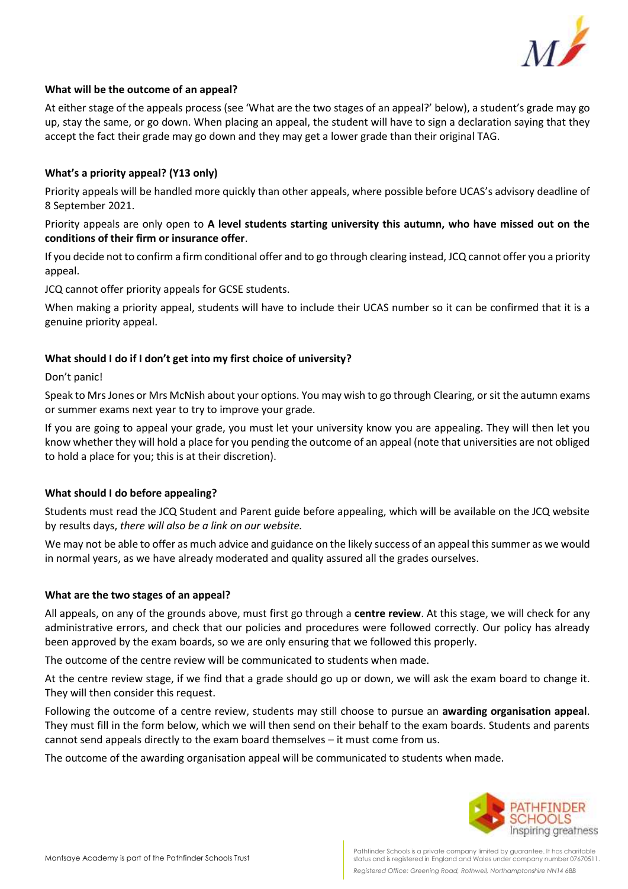**What will be the outcome of an appeal?**

At either stage of the appeals process (see 'What are the two stages of an appeal?' below), a student's grade may go up, stay the same, or go down. When placing an appeal, the student will have to sign a declaration saying that they accept the fact their grade may go down and they may get a lower grade than their original TAG.

**What's a priority appeal? (Y13 only)**

Priority appeals will be handled more quickly than other appeals, where possible before UCAS's advisory deadline of 8 September 2021.

Priority appeals are only open to **A level students starting university this autumn, who have missed out on the conditions of their firm or insurance offer**.

If you decide not to confirm a firm conditional offer and to go through clearing instead, JCQ cannot offer you a priority appeal.

JCQ cannot offer priority appeals for GCSE students.

When making a priority appeal, students will have to include their UCAS number so it can be confirmed that it is a genuine priority appeal.

**What should I do if I don't get into my first choice of university?**

Don't panic!

Speak to Mrs Jones or Mrs McNish about your options. You may wish to go through Clearing, or sit the autumn exams or summer exams next year to try to improve your grade.

If you are going to appeal your grade, you must let your university know you are appealing. They will then let you know whether they will hold a place for you pending the outcome of an appeal (note that universities are not obliged to hold a place for you; this is at their discretion).

**What should I do before appealing?**

Students must read the JCQ Student and Parent guide before appealing, which will be available on the JCQ website by results days, *there will also be a link on our website.*

We may not be able to offer as much advice and guidance on the likely success of an appeal this summer as we would in normal years, as we have already moderated and quality assured all the grades ourselves.

**What are the two stages of an appeal?**

All appeals, on any of the grounds above, must first go through a **centre review**. At this stage, we will check for any administrative errors, and check that our policies and procedures were followed correctly. Our policy has already been approved by the exam boards, so we are only ensuring that we followed this properly.

The outcome of the centre review will be communicated to students when made.

At the centre review stage, if we find that a grade should go up or down, we will ask the exam board to change it. They will then consider this request.

Following the outcome of a centre review, students may still choose to pursue an **awarding organisation appeal**. They must fill in the form below, which we will then send on their behalf to the exam boards. Students and parents cannot send appeals directly to the exam board themselves – it must come from us.

The outcome of the awarding organisation appeal will be communicated to students when made.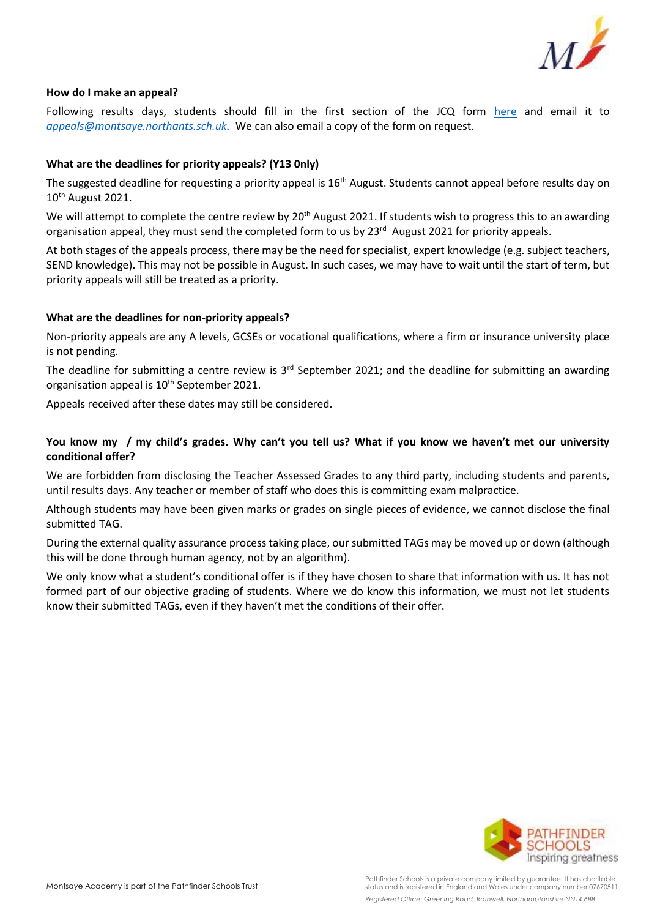**How do I make an appeal?**

Following results days, students should fill in the first section of the JCQ form here and email it to *appeals@montsaye.northants.sch.uk*. We can also email a copy of the form on request.

**What are the deadlines for priority appeals? (Y13 0nly)**

The suggested deadline for requesting a priority appeal is 16th August. Students cannot appeal before results day on 10th August 2021.

We will attempt to complete the centre review by 20th August 2021. If students wish to progress this to an awarding organisation appeal, they must send the completed form to us by 23rd August 2021 for priority appeals.

At both stages of the appeals process, there may be the need for specialist, expert knowledge (e.g. subject teachers, SEND knowledge). This may not be possible in August. In such cases, we may have to wait until the start of term, but priority appeals will still be treated as a priority.

**What are the deadlines for non-priority appeals?**

Non-priority appeals are any A levels, GCSEs or vocational qualifications, where a firm or insurance university place is not pending.

The deadline for submitting a centre review is 3rd September 2021; and the deadline for submitting an awarding organisation appeal is 10th September 2021.

Appeals received after these dates may still be considered.

**You know my / my child's grades. Why can't you tell us? What if you know we haven't met our university conditional offer?**

We are forbidden from disclosing the Teacher Assessed Grades to any third party, including students and parents, until results days. Any teacher or member of staff who does this is committing exam malpractice.

Although students may have been given marks or grades on single pieces of evidence, we cannot disclose the final submitted TAG.

During the external quality assurance process taking place, our submitted TAGs may be moved up or down (although this will be done through human agency, not by an algorithm).

We only know what a student's conditional offer is if they have chosen to share that information with us. It has not formed part of our objective grading of students. Where we do know this information, we must not let students know their submitted TAGs, even if they haven't met the conditions of their offer.